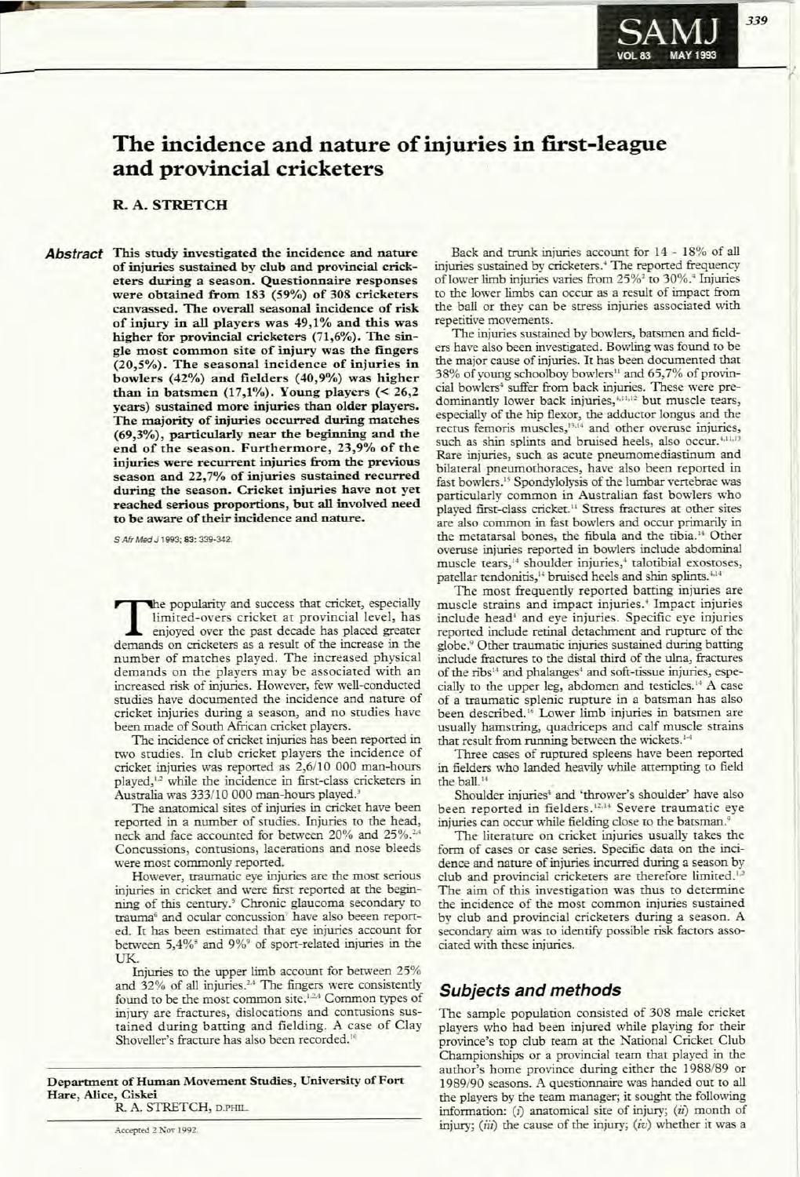# The incidence and nature of injuries in first-league and provincial cricketers

**R. A. STRETCH**

***Abstract*** **This study investigated the incidence and nature of injuries sustained by club and provincial cricketers during a season. Questionnaire responses were obtained from 183 (59%) of 308 cricketers canvassed. The overall seasonal incidence of risk of injury in all players was 49,1% and this was higher for provincial cricketers (71,6%). The single most common site of injury was the fingers (20,5%). The seasonal incidence of injuries in bowlers (42%) and fielders (40,9%) was higher than in batsmen (17,1%). Young players (< 26,2 years) sustained more injuries than older players. The majority of injuries occurred during matches (69,3%), particularly near the beginning and the end of the season. Furthermore, 23,9% of the injuries were recurrent injuries from the previous season and 22,7% of injuries sustained recurred during the season. Cricket injuries have not yet reached serious proportions, but all involved need to be aware of their incidence and nature.**

S Afr Med J 1993; 83: 339-342.

The popularity and success that cricket, especially limited-overs cricket at provincial level, has enjoyed over the past decade has placed greater demands on cricketers as a result of the increase in the number of matches played. The increased physical demands on the players may be associated with an increased risk of injuries. However, few well-conducted studies have documented the incidence and nature of cricket injuries during a season, and no studies have been made of South African cricket players.

The incidence of cricket injuries has been reported in two studies. In club cricket players the incidence of cricket injuries was reported as 2,6/10 000 man-hours played,[1,2] while the incidence in first-class cricketers in Australia was 333/10 000 man-hours played.[3]

The anatomical sites of injuries in cricket have been reported in a number of studies. Injuries to the head, neck and face accounted for between 20% and 25%.[2,4] Concussions, contusions, lacerations and nose bleeds were most commonly reported.

However, traumatic eye injuries are the most serious injuries in cricket and were first reported at the beginning of this century.[5] Chronic glaucoma secondary to trauma[6] and ocular concussion[7] have also beeen reported. It has been estimated that eye injuries account for between 5,4%[8] and 9%[9] of sport-related injuries in the UK.

Injuries to the upper limb account for between 25% and 32% of all injuries.[2,4] The fingers were consistently found to be the most common site.[1,2,4] Common types of injury are fractures, dislocations and contusions sustained during batting and fielding. A case of Clay Shoveller's fracture has also been recorded.[10]

Back and trunk injuries account for 14 - 18% of all injuries sustained by cricketers.[4] The reported frequency of lower limb injuries varies from 25%[2] to 30%.[4] Injuries to the lower limbs can occur as a result of impact from the ball or they can be stress injuries associated with repetitive movements.

The injuries sustained by bowlers, batsmen and fielders have also been investigated. Bowling was found to be the major cause of injuries. It has been documented that 38% of young schoolboy bowlers[11] and 65,7% of provincial bowlers[4] suffer from back injuries. These were predominantly lower back injuries,[4,11,12] but muscle tears, especially of the hip flexor, the adductor longus and the rectus femoris muscles,[13,14] and other overuse injuries, such as shin splints and bruised heels, also occur.[4,11,13] Rare injuries, such as acute pneumomediastinum and bilateral pneumothoraces, have also been reported in fast bowlers.[15] Spondylolysis of the lumbar vertebrae was particularly common in Australian fast bowlers who played first-class cricket.[11] Stress fractures at other sites are also common in fast bowlers and occur primarily in the metatarsal bones, the fibula and the tibia.[14] Other overuse injuries reported in bowlers include abdominal muscle tears,[14] shoulder injuries,[4] talotibial exostoses, patellar tendonitis,[14] bruised heels and shin splints.[4,14]

The most frequently reported batting injuries are muscle strains and impact injuries.[4] Impact injuries include head[4] and eye injuries. Specific eye injuries reported include retinal detachment and rupture of the globe.[9] Other traumatic injuries sustained during batting include fractures to the distal third of the ulna, fractures of the ribs[14] and phalanges[4] and soft-tissue injuries, especially to the upper leg, abdomen and testicles.[14] A case of a traumatic splenic rupture in a batsman has also been described.[16] Lower limb injuries in batsmen are usually hamstring, quadriceps and calf muscle strains that result from running between the wickets.[1-4]

Three cases of ruptured spleens have been reported in fielders who landed heavily while attempting to field the ball.[14]

Shoulder injuries[4] and 'thrower's shoulder' have also been reported in fielders.[12,14] Severe traumatic eye injuries can occur while fielding close to the batsman.[9]

The literature on cricket injuries usually takes the form of cases or case series. Specific data on the incidence and nature of injuries incurred during a season by club and provincial cricketers are therefore limited.[1,2] The aim of this investigation was thus to determine the incidence of the most common injuries sustained by club and provincial cricketers during a season. A secondary aim was to identify possible risk factors associated with these injuries.

## Subjects and methods

The sample population consisted of 308 male cricket players who had been injured while playing for their province's top club team at the National Cricket Club Championships or a provincial team that played in the author's home province during either the 1988/89 or 1989/90 seasons. A questionnaire was handed out to all the players by the team manager; it sought the following information: (*i*) anatomical site of injury; (*ii*) month of injury; (*iii*) the cause of the injury; (*iv*) whether it was a

---

**Department of Human Movement Studies, University of Fort Hare, Alice, Ciskei**

R. A. STRETCH, D.PHIL.

Accepted 2 Nov 1992.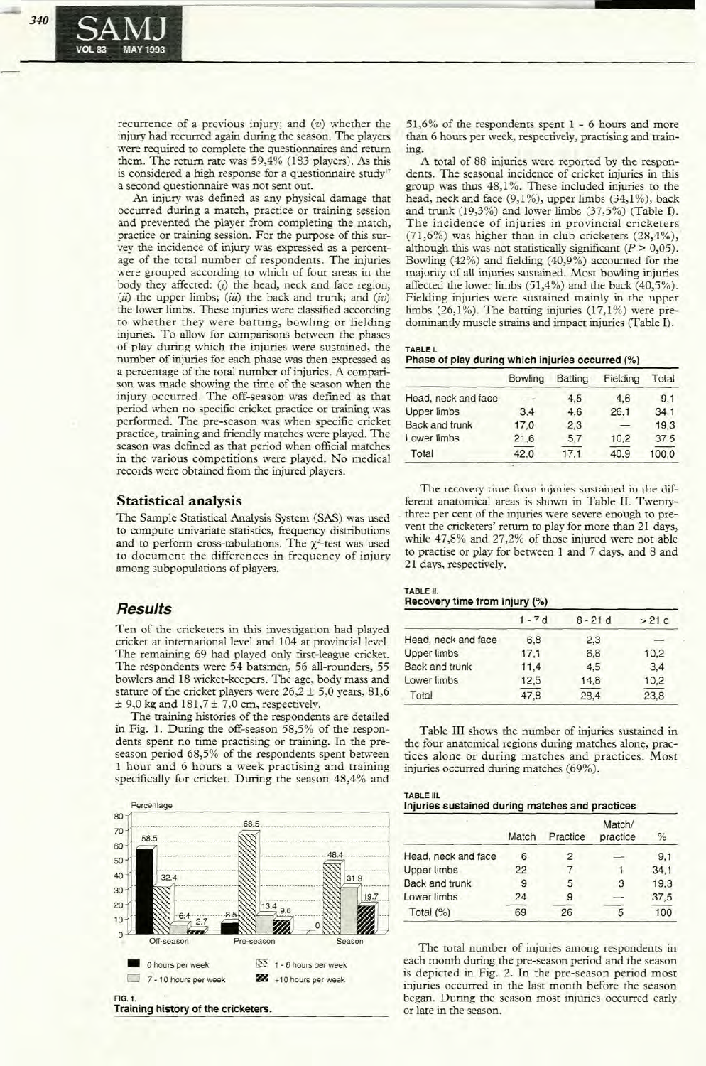recurrence of a previous injury; and (*v*) whether the injury had recurred again during the season. The players were required to complete the questionnaires and return them. The return rate was 59,4% (183 players). As this is considered a high response for a questionnaire study[17] a second questionnaire was not sent out.

An injury was defined as any physical damage that occurred during a match, practice or training session and prevented the player from completing the match, practice or training session. For the purpose of this survey the incidence of injury was expressed as a percentage of the total number of respondents. The injuries were grouped according to which of four areas in the body they affected: (*i*) the head, neck and face region; (*ii*) the upper limbs; (*iii*) the back and trunk; and (*iv*) the lower limbs. These injuries were classified according to whether they were batting, bowling or fielding injuries. To allow for comparisons between the phases of play during which the injuries were sustained, the number of injuries for each phase was then expressed as a percentage of the total number of injuries. A comparison was made showing the time of the season when the injury occurred. The off-season was defined as that period when no specific cricket practice or training was performed. The pre-season was when specific cricket practice, training and friendly matches were played. The season was defined as that period when official matches in the various competitions were played. No medical records were obtained from the injured players.

## Statistical analysis

The Sample Statistical Analysis System (SAS) was used to compute univariate statistics, frequency distributions and to perform cross-tabulations. The $\chi^2$-test was used to document the differences in frequency of injury among subpopulations of players.

## Results

Ten of the cricketers in this investigation had played cricket at international level and 104 at provincial level. The remaining 69 had played only first-league cricket. The respondents were 54 batsmen, 56 all-rounders, 55 bowlers and 18 wicket-keepers. The age, body mass and stature of the cricket players were 26,2 ± 5,0 years, 81,6 ± 9,0 kg and 181,7 ± 7,0 cm, respectively.

The training histories of the respondents are detailed in Fig. 1. During the off-season 58,5% of the respondents spent no time practising or training. In the pre-season period 68,5% of the respondents spent between 1 hour and 6 hours a week practising and training specifically for cricket. During the season 48,4% and 51,6% of the respondents spent 1 - 6 hours and more than 6 hours per week, respectively, practising and training.

FIG. 1.
**Training history of the cricketers.**

A total of 88 injuries were reported by the respondents. The seasonal incidence of cricket injuries in this group was thus 48,1%. These included injuries to the head, neck and face (9,1%), upper limbs (34,1%), back and trunk (19,3%) and lower limbs (37,5%) (Table I). The incidence of injuries in provincial cricketers (71,6%) was higher than in club cricketers (28,4%), although this was not statistically significant ($P > 0,05$). Bowling (42%) and fielding (40,9%) accounted for the majority of all injuries sustained. Most bowling injuries affected the lower limbs (51,4%) and the back (40,5%). Fielding injuries were sustained mainly in the upper limbs (26,1%). The batting injuries (17,1%) were predominantly muscle strains and impact injuries (Table I).

TABLE I.
**Phase of play during which injuries occurred (%)**

| | Bowling | Batting | Fielding | Total |
|---|---|---|---|---|
| Head, neck and face | — | 4,5 | 4,6 | 9,1 |
| Upper limbs | 3,4 | 4,6 | 26,1 | 34,1 |
| Back and trunk | 17,0 | 2,3 | — | 19,3 |
| Lower limbs | 21,6 | 5,7 | 10,2 | 37,5 |
| Total | 42,0 | 17,1 | 40,9 | 100,0 |

The recovery time from injuries sustained in the different anatomical areas is shown in Table II. Twenty-three per cent of the injuries were severe enough to prevent the cricketers' return to play for more than 21 days, while 47,8% and 27,2% of those injured were not able to practise or play for between 1 and 7 days, and 8 and 21 days, respectively.

TABLE II.
**Recovery time from injury (%)**

| | 1 - 7 d | 8 - 21 d | > 21 d |
|---|---|---|---|
| Head, neck and face | 6,8 | 2,3 | — |
| Upper limbs | 17,1 | 6,8 | 10,2 |
| Back and trunk | 11,4 | 4,5 | 3,4 |
| Lower limbs | 12,5 | 14,8 | 10,2 |
| Total | 47,8 | 28,4 | 23,8 |

Table III shows the number of injuries sustained in the four anatomical regions during matches alone, practices alone or during matches and practices. Most injuries occurred during matches (69%).

TABLE III.
**Injuries sustained during matches and practices**

| | Match | Practice | Match/ practice | % |
|---|---|---|---|---|
| Head, neck and face | 6 | 2 | — | 9,1 |
| Upper limbs | 22 | 7 | 1 | 34,1 |
| Back and trunk | 9 | 5 | 3 | 19,3 |
| Lower limbs | 24 | 9 | — | 37,5 |
| Total (%) | 69 | 26 | 5 | 100 |

The total number of injuries among respondents in each month during the pre-season period and the season is depicted in Fig. 2. In the pre-season period most injuries occurred in the last month before the season began. During the season most injuries occurred early or late in the season.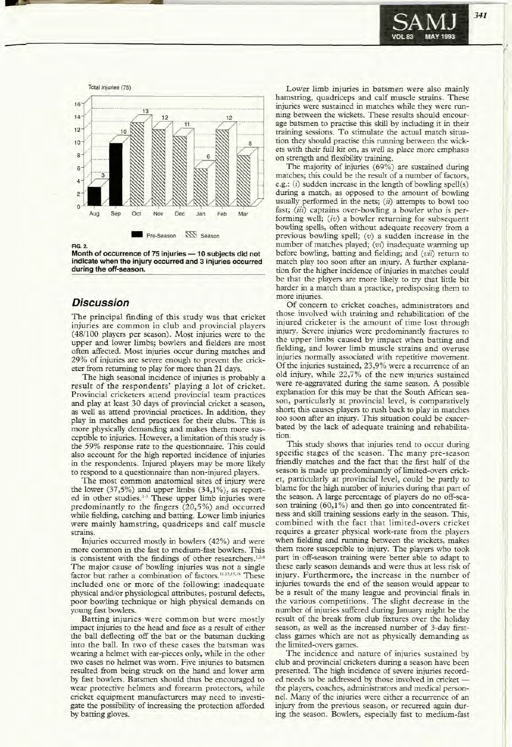Total injuries (75)

FIG. 2.
**Month of occurrence of 75 injuries — 10 subjects did not indicate when the injury occurred and 3 injuries occurred during the off-season.**

| Month | Aug | Sep | Oct | Nov | Dec | Jan | Feb | Mar |
|---|---|---|---|---|---|---|---|---|
| Injuries | 3 | 10 | 13 | 12 | 11 | 6 | 12 | 8 |
| Period | Pre-Season | Pre-Season | Season | Season | Season | Season | Season | Season |

## Discussion

The principal finding of this study was that cricket injuries are common in club and provincial players (48/100 players per season). Most injuries were to the upper and lower limbs; bowlers and fielders are most often affected. Most injuries occur during matches and 29% of injuries are severe enough to prevent the cricketer from returning to play for more than 21 days.

The high seasonal incidence of injuries is probably a result of the respondents' playing a lot of cricket. Provincial cricketers attend provincial team practices and play at least 30 days of provincial cricket a season, as well as attend provincial practices. In addition, they play in matches and practices for their clubs. This is more physically demanding and makes them more susceptible to injuries. However, a limitation of this study is the 59% response rate to the questionnaire. This could also account for the high reported incidence of injuries in the respondents. Injured players may be more likely to respond to a questionnaire than non-injured players.

The most common anatomical sites of injury were the lower (37,5%) and upper limbs (34,1%), as reported in other studies.[1-3] These upper limb injuries were predominantly to the fingers (20,5%) and occurred while fielding, catching and batting. Lower limb injuries were mainly hamstring, quadriceps and calf muscle strains.

Injuries occurred mostly in bowlers (42%) and were more common in the fast to medium-fast bowlers. This is consistent with the findings of other researchers.[1,2,4] The major cause of bowling injuries was not a single factor but rather a combination of factors.[11,12,15,18] These included one or more of the following: inadequate physical and/or physiological attributes, postural defects, poor bowling technique or high physical demands on young fast bowlers.

Batting injuries were common but were mostly impact injuries to the head and face as a result of either the ball deflecting off the bat or the batsman ducking into the ball. In two of these cases the batsman was wearing a helmet with ear-pieces only, while in the other two cases no helmet was worn. Five injuries to batsmen resulted from being struck on the hand and lower arm by fast bowlers. Batsmen should thus be encouraged to wear protective helmets and forearm protectors, while cricket equipment manufacturers may need to investigate the possibility of increasing the protection afforded by batting gloves.

Lower limb injuries in batsmen were also mainly hamstring, quadriceps and calf muscle strains. These injuries were sustained in matches while they were running between the wickets. These results should encourage batsmen to practise this skill by including it in their training sessions. To stimulate the actual match situation they should practise this running between the wickets with their full kit on, as well as place more emphasis on strength and flexibility training.

The majority of injuries (69%) are sustained during matches; this could be the result of a number of factors, e.g.: (*i*) sudden increase in the length of bowling spell(s) during a match, as opposed to the amount of bowling usually performed in the nets; (*ii*) attempts to bowl too fast; (*iii*) captains over-bowling a bowler who is performing well; (*iv*) a bowler returning for subsequent bowling spells, often without adequate recovery from a previous bowling spell; (*v*) a sudden increase in the number of matches played; (*vi*) inadequate warming up before bowling, batting and fielding; and (*vii*) return to match play too soon after an injury. A further explanation for the higher incidence of injuries in matches could be that the players are more likely to try that little bit harder in a match than a practice, predisposing them to more injuries.

Of concern to cricket coaches, administrators and those involved with training and rehabilitation of the injured cricketer is the amount of time lost through injury. Severe injuries were predominantly fractures to the upper limbs caused by impact when batting and fielding, and lower limb muscle strains and overuse injuries normally associated with repetitive movement. Of the injuries sustained, 23,9% were a recurrence of an old injury, while 22,7% of the new injuries sustained were re-aggravated during the same season. A possible explanation for this may be that the South African season, particularly at provincial level, is comparatively short; this causes players to rush back to play in matches too soon after an injury. This situation could be exacerbated by the lack of adequate training and rehabilitation.

This study shows that injuries tend to occur during specific stages of the season. The many pre-season friendly matches and the fact that the first half of the season is made up predominantly of limited-overs cricket, particularly at provincial level, could be partly to blame for the high number of injuries during that part of the season. A large percentage of players do no off-season training (60,1%) and then go into concentrated fitness and skill training sessions early in the season. This, combined with the fact that limited-overs cricket requires a greater physical work-rate from the players when fielding and running between the wickets, makes them more susceptible to injury. The players who took part in off-season training were better able to adapt to these early season demands and were thus at less risk of injury. Furthermore, the increase in the number of injuries towards the end of the season would appear to be a result of the many league and provincial finals in the various competitions. The slight decrease in the number of injuries suffered during January might be the result of the break from club fixtures over the holiday season, as well as the increased number of 3-day first-class games which are not as physically demanding as the limited-overs games.

The incidence and nature of injuries sustained by club and provincial cricketers during a season have been presented. The high incidence of severe injuries recorded needs to be addressed by those involved in cricket — the players, coaches, administrators and medical personnel. Many of the injuries were either a recurrence of an injury from the previous season, or recurred again during the season. Bowlers, especially fast to medium-fast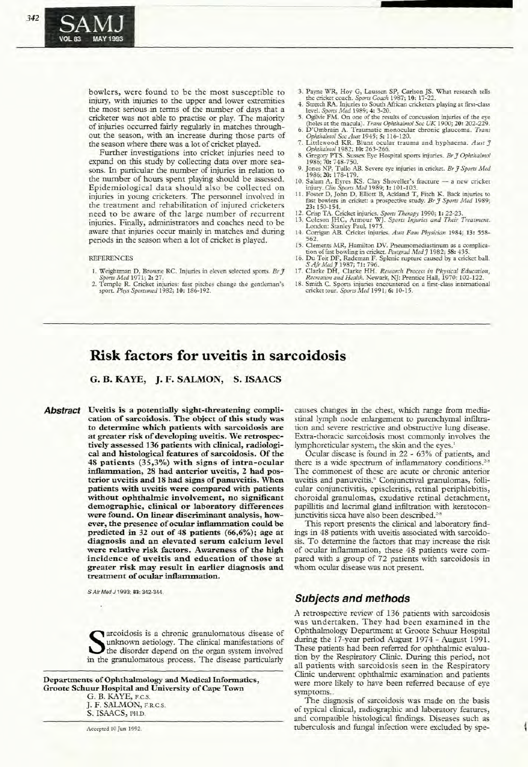bowlers, were found to be the most susceptible to injury, with injuries to the upper and lower extremities the most serious in terms of the number of days that a cricketer was not able to practise or play. The majority of injuries occurred fairly regularly in matches throughout the season, with an increase during those parts of the season where there was a lot of cricket played.

Further investigations into cricket injuries need to expand on this study by collecting data over more seasons. In particular the number of injuries in relation to the number of hours spent playing should be assessed. Epidemiological data should also be collected on injuries in young cricketers. The personnel involved in the treatment and rehabilitation of injured cricketers need to be aware of the large number of recurrent injuries. Finally, administrators and coaches need to be aware that injuries occur mainly in matches and during periods in the season when a lot of cricket is played.

REFERENCES

1. Weightman D, Browne RC. Injuries in eleven selected sports. *Br J Sports Med* 1971; **2:** 27.
2. Temple R. Cricket injuries: fast pitches change the gentleman's sport. *Phys Sportsmed* 1982; **10:** 186-192.
3. Payne WR, Hoy G, Laussen SP, Carlson JS. What research tells the cricket coach. *Sports Coach* 1987; **10:** 17-22.
4. Stretch RA. Injuries to South African cricketers playing at first-class level. *Sports Med* 1989; **4:** 3-20.
5. Ogilvie FM. On one of the results of concussion injuries of the eye (holes at the macula). *Trans Ophthalmol Soc UK* 1900; **20:** 202-229.
6. D'Ombrain A. Traumatic monocular chronic glaucoma. *Trans Ophthalmol Soc Aust* 1945; **5:** 116-120.
7. Littlewood KR. Blunt ocular trauma and hyphaema. *Aust J Ophthalmol* 1982; **10:** 263-266.
8. Gregory PTS. Sussex Eye Hospital sports injuries. *Br J Ophthalmol* 1986; **70:** 748-750.
9. Jones NP, Tullo AB. Severe eye injuries in cricket. *Br J Sports Med* 1986; **20:** 178-179.
10. Salam A, Eyres KS. Clay Shoveller's fracture — a new cricket injury. *Clin Sports Med* 1989; **1:** 101-103.
11. Foster D, John D, Elliott B, Ackland T, Fitch K. Back injuries to fast bowlers in cricket: a prospective study. *Br J Sports Med* 1989; **23:** 150-154.
12. Crisp TA. Cricket injuries. *Sports Therapy* 1990; **1:** 22-23.
13. Coleson JHC, Armour WJ. *Sports Injuries and Their Treatment*. London: Stanley Paul, 1975.
14. Corrigan AB. Cricket injuries. *Aust Fam Physician* 1984; **13:** 558-562.
15. Clements MR, Hamilton DV. Pneumomediastinum as a complication of fast bowling in cricket. *Postgrad Med J* 1982; **58:** 435.
16. Du Toit DF, Rademan F. Splenic rupture caused by a cricket ball. *S Afr Med J* 1987; **71:** 796.
17. Clarke DH, Clarke HH. *Research Process in Physical Education, Recreation and Health*. Newark, NJ: Prentice Hall, 1970: 102-122.
18. Smith C. Sports injuries encountered on a first-class international cricket tour. *Sports Med* 1991; **6:** 10-15.

# Risk factors for uveitis in sarcoidosis

**G. B. KAYE, J. F. SALMON, S. ISAACS**

***Abstract*** **Uveitis is a potentially sight-threatening complication of sarcoidosis. The object of this study was to determine which patients with sarcoidosis are at greater risk of developing uveitis. We retrospectively assessed 136 patients with clinical, radiological and histological features of sarcoidosis. Of the 48 patients (35,3%) with signs of intra-ocular inflammation, 28 had anterior uveitis, 2 had posterior uveitis and 18 had signs of panuveitis. When patients with uveitis were compared with patients without ophthalmic involvement, no significant demographic, clinical or laboratory differences were found. On linear discriminant analysis, however, the presence of ocular inflammation could be predicted in 32 out of 48 patients (66,6%); age at diagnosis and an elevated serum calcium level were relative risk factors. Awareness of the high incidence of uveitis and education of those at greater risk may result in earlier diagnosis and treatment of ocular inflammation.**

*S Afr Med J* 1993; **83:** 342-344.

Sarcoidosis is a chronic granulomatous disease of unknown aetiology. The clinical manifestations of the disorder depend on the organ system involved in the granulomatous process. The disease particularly causes changes in the chest, which range from mediastinal lymph node enlargement to parenchymal infiltration and severe restrictive and obstructive lung disease. Extra-thoracic sarcoidosis most commonly involves the lymphoreticular system, the skin and the eyes.[1]

Ocular disease is found in 22 - 63% of patients, and there is a wide spectrum of inflammatory conditions.[2-8] The commonest of these are acute or chronic anterior uveitis and panuveitis.[6] Conjunctival granulomas, follicular conjunctivitis, episcleritis, retinal periphlebitis, choroidal granulomas, exudative retinal detachment, papillitis and lacrimal gland infiltration with keratoconjunctivitis sicca have also been described.[2-8]

This report presents the clinical and laboratory findings in 48 patients with uveitis associated with sarcoidosis. To determine the factors that may increase the risk of ocular inflammation, these 48 patients were compared with a group of 72 patients with sarcoidosis in whom ocular disease was not present.

## *Subjects and methods*

A retrospective review of 136 patients with sarcoidosis was undertaken. They had been examined in the Ophthalmology Department at Groote Schuur Hospital during the 17-year period August 1974 - August 1991. These patients had been referred for ophthalmic evaluation by the Respiratory Clinic. During this period, not all patients with sarcoidosis seen in the Respiratory Clinic underwent ophthalmic examination and patients were more likely to have been referred because of eye symptoms.

The diagnosis of sarcoidosis was made on the basis of typical clinical, radiographic and laboratory features, and compatible histological findings. Diseases such as tuberculosis and fungal infection were excluded by spe-

**Departments of Ophthalmology and Medical Informatics, Groote Schuur Hospital and University of Cape Town**
G. B. KAYE, F.C.S.
J. F. SALMON, F.R.C.S.
S. ISAACS, PH.D.

Accepted 10 Jun 1992.